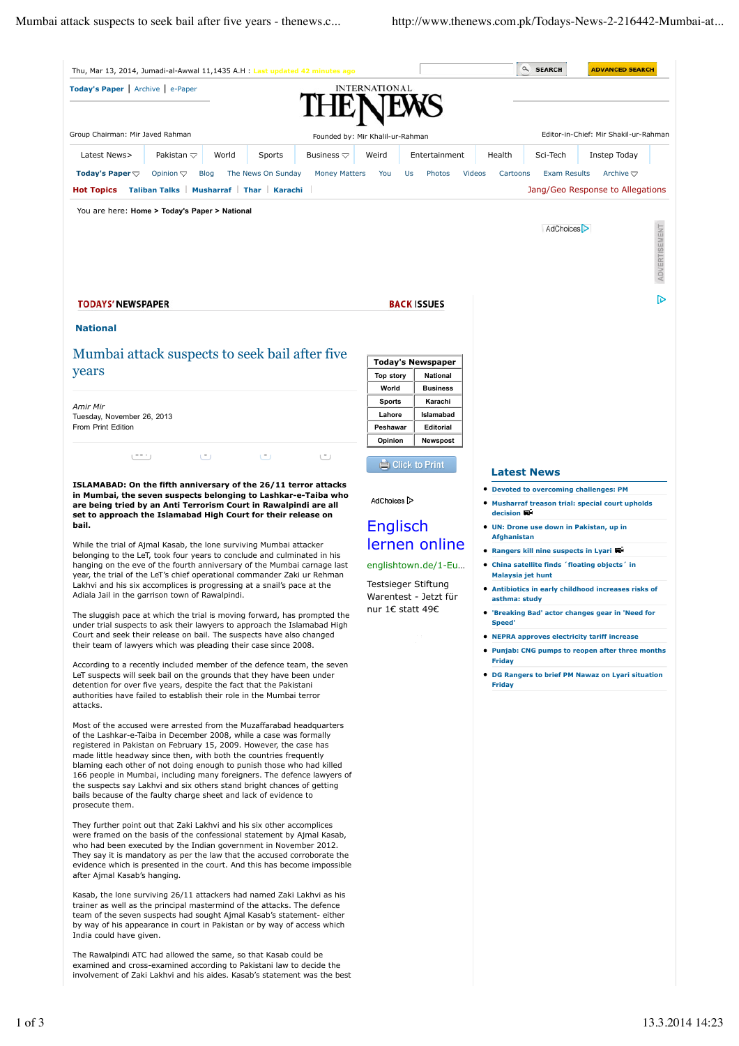# Mumbai attack suspects to seek bail after five years

*Amir Mir*
Tuesday, November 26, 2013
From Print Edition

**ISLAMABAD: On the fifth anniversary of the 26/11 terror attacks in Mumbai, the seven suspects belonging to Lashkar-e-Taiba who are being tried by an Anti Terrorism Court in Rawalpindi are all set to approach the Islamabad High Court for their release on bail.**

While the trial of Ajmal Kasab, the lone surviving Mumbai attacker belonging to the LeT, took four years to conclude and culminated in his hanging on the eve of the fourth anniversary of the Mumbai carnage last year, the trial of the LeT's chief operational commander Zaki ur Rehman Lakhvi and his six accomplices is progressing at a snail's pace at the Adiala Jail in the garrison town of Rawalpindi.

The sluggish pace at which the trial is moving forward, has prompted the under trial suspects to ask their lawyers to approach the Islamabad High Court and seek their release on bail. The suspects have also changed their team of lawyers which was pleading their case since 2008.

According to a recently included member of the defence team, the seven LeT suspects will seek bail on the grounds that they have been under detention for over five years, despite the fact that the Pakistani authorities have failed to establish their role in the Mumbai terror attacks.

Most of the accused were arrested from the Muzaffarabad headquarters of the Lashkar-e-Taiba in December 2008, while a case was formally registered in Pakistan on February 15, 2009. However, the case has made little headway since then, with both the countries frequently blaming each other of not doing enough to punish those who had killed 166 people in Mumbai, including many foreigners. The defence lawyers of the suspects say Lakhvi and six others stand bright chances of getting bails because of the faulty charge sheet and lack of evidence to prosecute them.

They further point out that Zaki Lakhvi and his six other accomplices were framed on the basis of the confessional statement by Ajmal Kasab, who had been executed by the Indian government in November 2012. They say it is mandatory as per the law that the accused corroborate the evidence which is presented in the court. And this has become impossible after Ajmal Kasab's hanging.

Kasab, the lone surviving 26/11 attackers had named Zaki Lakhvi as his trainer as well as the principal mastermind of the attacks. The defence team of the seven suspects had sought Ajmal Kasab's statement- either by way of his appearance in court in Pakistan or by way of access which India could have given.

The Rawalpindi ATC had allowed the same, so that Kasab could be examined and cross-examined according to Pakistani law to decide the involvement of Zaki Lakhvi and his aides. Kasab's statement was the best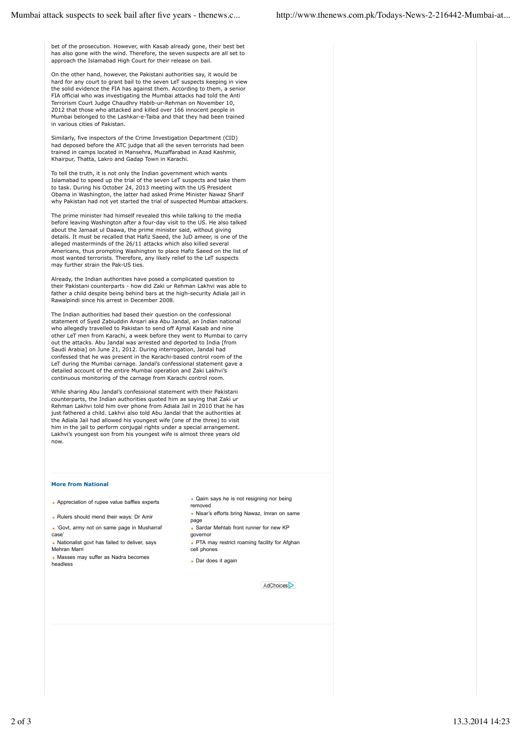bet of the prosecution. However, with Kasab already gone, their best bet has also gone with the wind. Therefore, the seven suspects are all set to approach the Islamabad High Court for their release on bail.

On the other hand, however, the Pakistani authorities say, it would be hard for any court to grant bail to the seven LeT suspects keeping in view the solid evidence the FIA has against them. According to them, a senior FIA official who was investigating the Mumbai attacks had told the Anti Terrorism Court Judge Chaudhry Habib-ur-Rehman on November 10, 2012 that those who attacked and killed over 166 innocent people in Mumbai belonged to the Lashkar-e-Taiba and that they had been trained in various cities of Pakistan.

Similarly, five inspectors of the Crime Investigation Department (CID) had deposed before the ATC judge that all the seven terrorists had been trained in camps located in Mansehra, Muzaffarabad in Azad Kashmir, Khairpur, Thatta, Lakro and Gadap Town in Karachi.

To tell the truth, it is not only the Indian government which wants Islamabad to speed up the trial of the seven LeT suspects and take them to task. During his October 24, 2013 meeting with the US President Obama in Washington, the latter had asked Prime Minister Nawaz Sharif why Pakistan had not yet started the trial of suspected Mumbai attackers.

The prime minister had himself revealed this while talking to the media before leaving Washington after a four-day visit to the US. He also talked about the Jamaat ul Daawa, the prime minister said, without giving details. It must be recalled that Hafiz Saeed, the JuD ameer, is one of the alleged masterminds of the 26/11 attacks which also killed several Americans, thus prompting Washington to place Hafiz Saeed on the list of most wanted terrorists. Therefore, any likely relief to the LeT suspects may further strain the Pak-US ties.

Already, the Indian authorities have posed a complicated question to their Pakistani counterparts - how did Zaki ur Rehman Lakhvi was able to father a child despite being behind bars at the high-security Adiala jail in Rawalpindi since his arrest in December 2008.

The Indian authorities had based their question on the confessional statement of Syed Zabiuddin Ansari aka Abu Jandal, an Indian national who allegedly travelled to Pakistan to send off Ajmal Kasab and nine other LeT men from Karachi, a week before they went to Mumbai to carry out the attacks. Abu Jandal was arrested and deported to India [from Saudi Arabia] on June 21, 2012. During interrogation, Jandal had confessed that he was present in the Karachi-based control room of the LeT during the Mumbai carnage. Jandal's confessional statement gave a detailed account of the entire Mumbai operation and Zaki Lakhvi's continuous monitoring of the carnage from Karachi control room.

While sharing Abu Jandal's confessional statement with their Pakistani counterparts, the Indian authorities quoted him as saying that Zaki ur Rehman Lakhvi told him over phone from Adiala Jail in 2010 that he has just fathered a child. Lakhvi also told Abu Jandal that the authorities at the Adiala Jail had allowed his youngest wife (one of the three) to visit him in the jail to perform conjugal rights under a special arrangement. Lakhvi's youngest son from his youngest wife is almost three years old now.

**More from National**

- Appreciation of rupee value baffles experts
- Rulers should mend their ways: Dr Amir
- 'Govt, army not on same page in Musharraf case'
- Nationalist govt has failed to deliver, says Mehran Marri
- Masses may suffer as Nadra becomes headless
- Qaim says he is not resigning nor being removed
- Nisar's efforts bring Nawaz, Imran on same page
- Sardar Mehtab front runner for new KP governor
- PTA may restrict roaming facility for Afghan cell phones
- Dar does it again